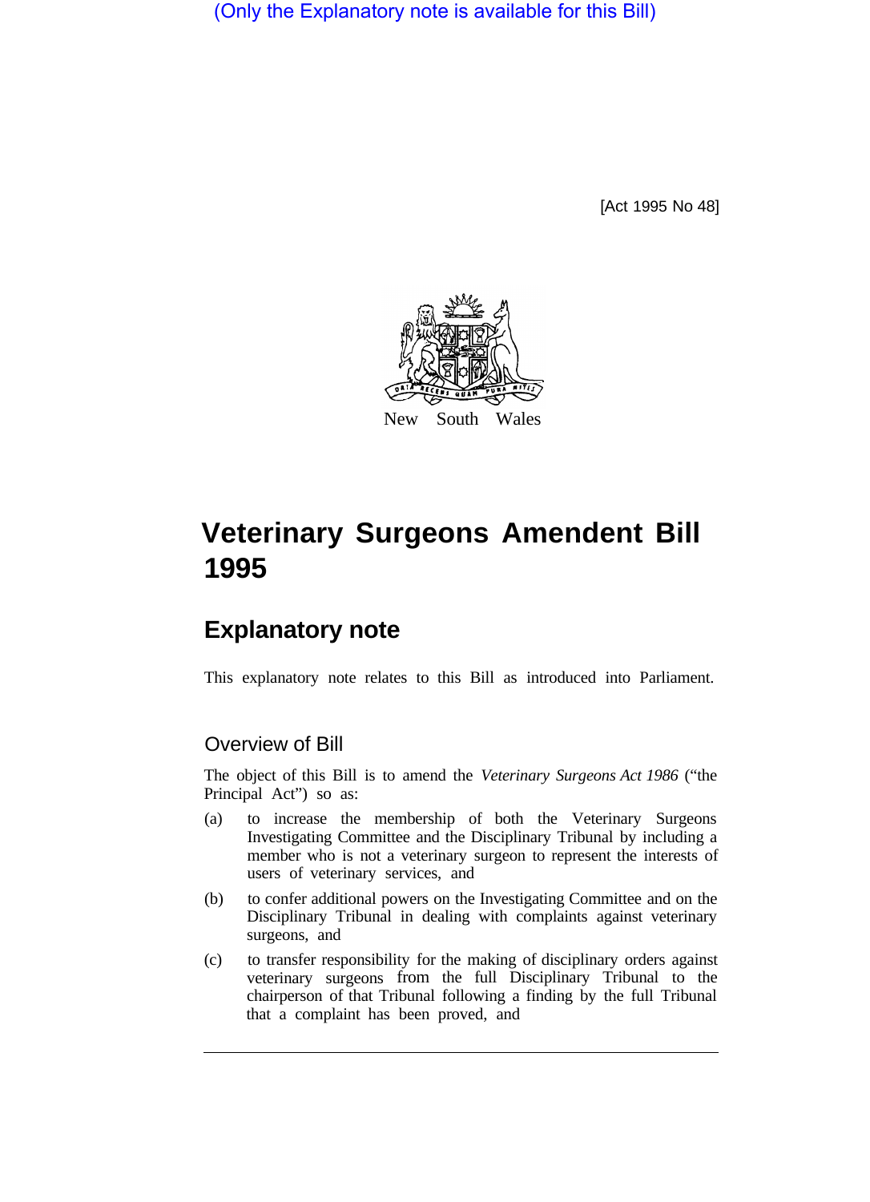(Only the Explanatory note is available for this Bill)

[Act 1995 No 48]

New South Wales

# Veterinary Surgeons Amendent Bill 1995

## Explanatory note

This explanatory note relates to this Bill as introduced into Parliament.

### Overview of Bill

The object of this Bill is to amend the *Veterinary Surgeons Act 1986* ("the Principal Act") so as:

(a) to increase the membership of both the Veterinary Surgeons Investigating Committee and the Disciplinary Tribunal by including a member who is not a veterinary surgeon to represent the interests of users of veterinary services, and

(b) to confer additional powers on the Investigating Committee and on the Disciplinary Tribunal in dealing with complaints against veterinary surgeons, and

(c) to transfer responsibility for the making of disciplinary orders against veterinary surgeons from the full Disciplinary Tribunal to the chairperson of that Tribunal following a finding by the full Tribunal that a complaint has been proved, and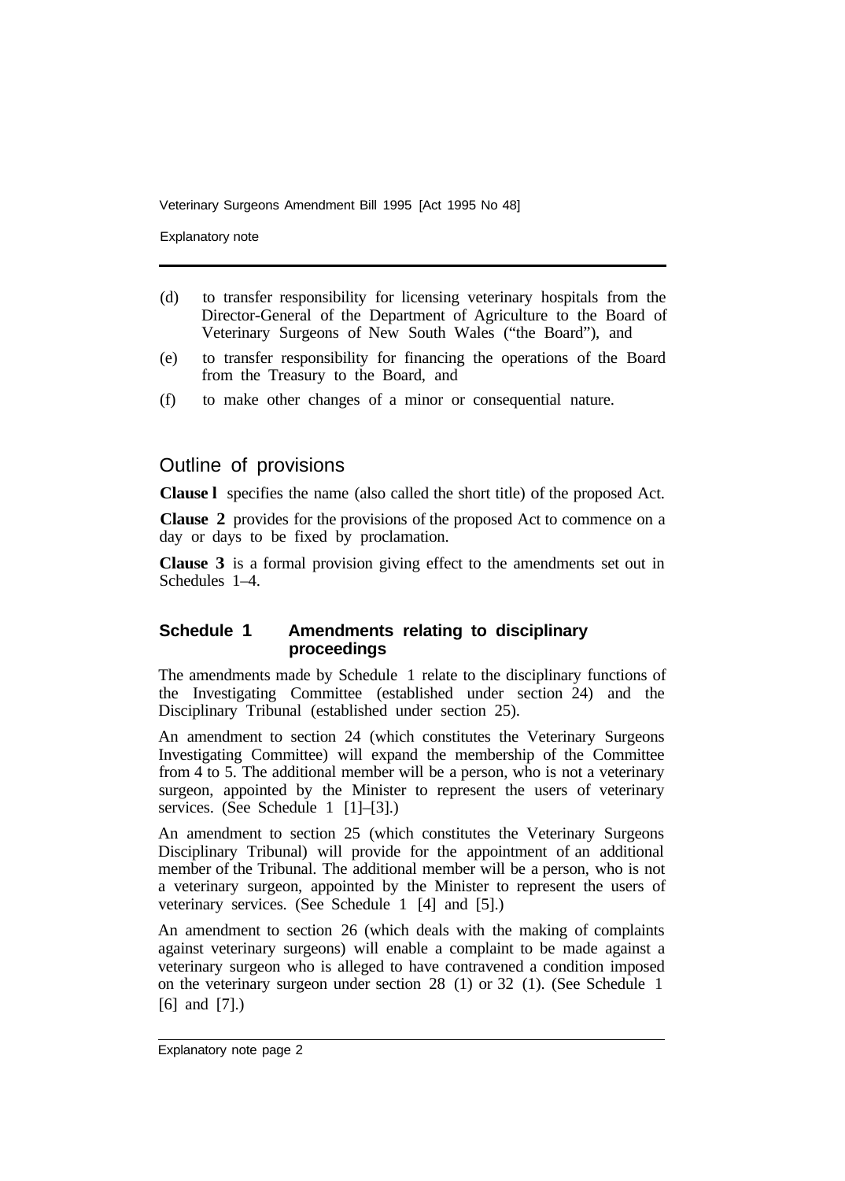(d) to transfer responsibility for licensing veterinary hospitals from the Director-General of the Department of Agriculture to the Board of Veterinary Surgeons of New South Wales ("the Board"), and

(e) to transfer responsibility for financing the operations of the Board from the Treasury to the Board, and

(f) to make other changes of a minor or consequential nature.

## Outline of provisions

**Clause l** specifies the name (also called the short title) of the proposed Act.

**Clause 2** provides for the provisions of the proposed Act to commence on a day or days to be fixed by proclamation.

**Clause 3** is a formal provision giving effect to the amendments set out in Schedules 1–4.

### Schedule 1 Amendments relating to disciplinary proceedings

The amendments made by Schedule 1 relate to the disciplinary functions of the Investigating Committee (established under section 24) and the Disciplinary Tribunal (established under section 25).

An amendment to section 24 (which constitutes the Veterinary Surgeons Investigating Committee) will expand the membership of the Committee from 4 to 5. The additional member will be a person, who is not a veterinary surgeon, appointed by the Minister to represent the users of veterinary services. (See Schedule 1 [1]–[3].)

An amendment to section 25 (which constitutes the Veterinary Surgeons Disciplinary Tribunal) will provide for the appointment of an additional member of the Tribunal. The additional member will be a person, who is not a veterinary surgeon, appointed by the Minister to represent the users of veterinary services. (See Schedule 1 [4] and [5].)

An amendment to section 26 (which deals with the making of complaints against veterinary surgeons) will enable a complaint to be made against a veterinary surgeon who is alleged to have contravened a condition imposed on the veterinary surgeon under section 28 (1) or 32 (1). (See Schedule 1 [6] and [7].)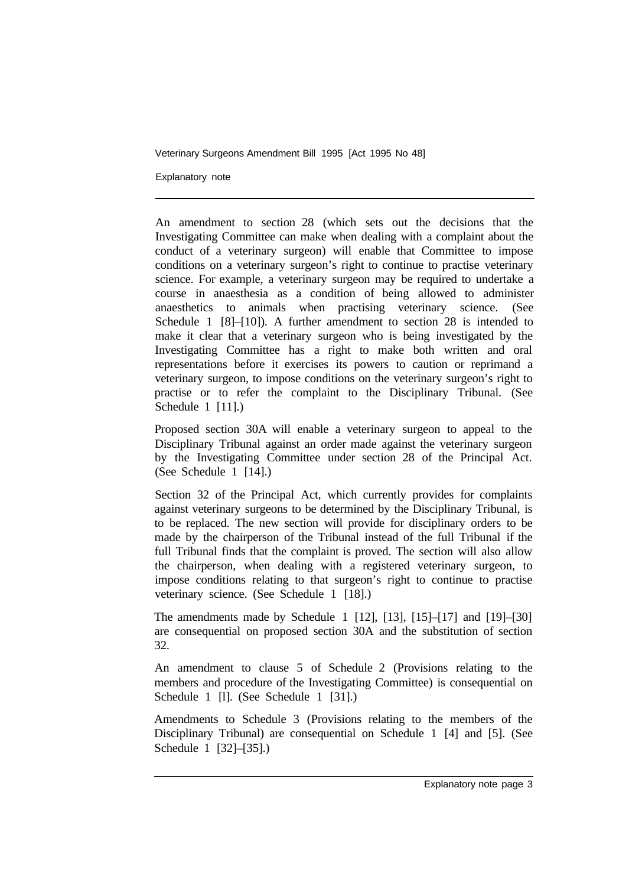An amendment to section 28 (which sets out the decisions that the Investigating Committee can make when dealing with a complaint about the conduct of a veterinary surgeon) will enable that Committee to impose conditions on a veterinary surgeon's right to continue to practise veterinary science. For example, a veterinary surgeon may be required to undertake a course in anaesthesia as a condition of being allowed to administer anaesthetics to animals when practising veterinary science. (See Schedule 1 [8]–[10]). A further amendment to section 28 is intended to make it clear that a veterinary surgeon who is being investigated by the Investigating Committee has a right to make both written and oral representations before it exercises its powers to caution or reprimand a veterinary surgeon, to impose conditions on the veterinary surgeon's right to practise or to refer the complaint to the Disciplinary Tribunal. (See Schedule 1 [11].)

Proposed section 30A will enable a veterinary surgeon to appeal to the Disciplinary Tribunal against an order made against the veterinary surgeon by the Investigating Committee under section 28 of the Principal Act. (See Schedule 1 [14].)

Section 32 of the Principal Act, which currently provides for complaints against veterinary surgeons to be determined by the Disciplinary Tribunal, is to be replaced. The new section will provide for disciplinary orders to be made by the chairperson of the Tribunal instead of the full Tribunal if the full Tribunal finds that the complaint is proved. The section will also allow the chairperson, when dealing with a registered veterinary surgeon, to impose conditions relating to that surgeon's right to continue to practise veterinary science. (See Schedule 1 [18].)

The amendments made by Schedule 1 [12], [13], [15]–[17] and [19]–[30] are consequential on proposed section 30A and the substitution of section 32.

An amendment to clause 5 of Schedule 2 (Provisions relating to the members and procedure of the Investigating Committee) is consequential on Schedule 1 [l]. (See Schedule 1 [31].)

Amendments to Schedule 3 (Provisions relating to the members of the Disciplinary Tribunal) are consequential on Schedule 1 [4] and [5]. (See Schedule 1 [32]–[35].)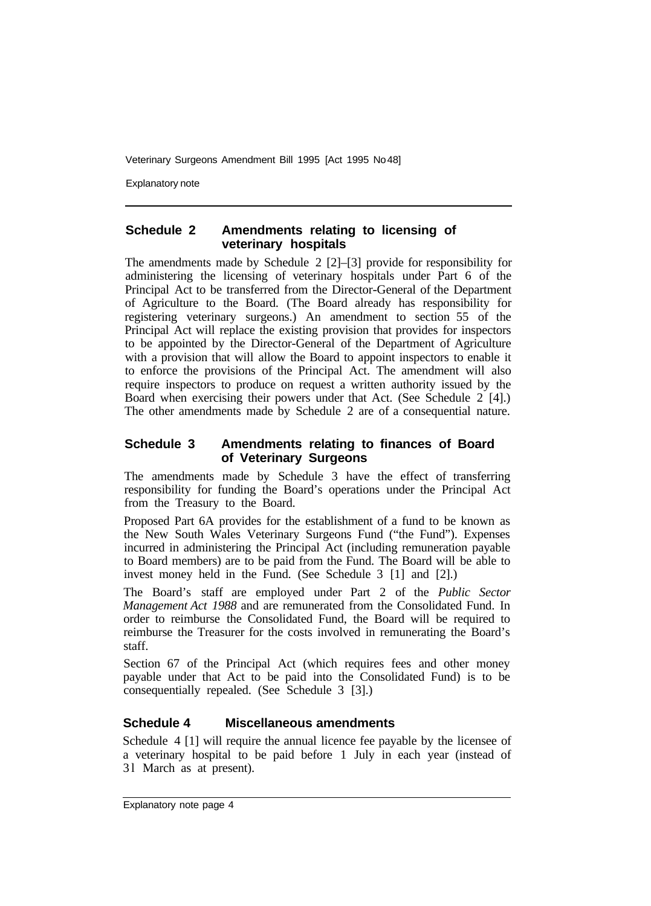## Schedule 2 Amendments relating to licensing of veterinary hospitals

The amendments made by Schedule 2 [2]–[3] provide for responsibility for administering the licensing of veterinary hospitals under Part 6 of the Principal Act to be transferred from the Director-General of the Department of Agriculture to the Board. (The Board already has responsibility for registering veterinary surgeons.) An amendment to section 55 of the Principal Act will replace the existing provision that provides for inspectors to be appointed by the Director-General of the Department of Agriculture with a provision that will allow the Board to appoint inspectors to enable it to enforce the provisions of the Principal Act. The amendment will also require inspectors to produce on request a written authority issued by the Board when exercising their powers under that Act. (See Schedule 2 [4].) The other amendments made by Schedule 2 are of a consequential nature.

## Schedule 3 Amendments relating to finances of Board of Veterinary Surgeons

The amendments made by Schedule 3 have the effect of transferring responsibility for funding the Board's operations under the Principal Act from the Treasury to the Board.

Proposed Part 6A provides for the establishment of a fund to be known as the New South Wales Veterinary Surgeons Fund ("the Fund"). Expenses incurred in administering the Principal Act (including remuneration payable to Board members) are to be paid from the Fund. The Board will be able to invest money held in the Fund. (See Schedule 3 [1] and [2].)

The Board's staff are employed under Part 2 of the *Public Sector Management Act 1988* and are remunerated from the Consolidated Fund. In order to reimburse the Consolidated Fund, the Board will be required to reimburse the Treasurer for the costs involved in remunerating the Board's staff.

Section 67 of the Principal Act (which requires fees and other money payable under that Act to be paid into the Consolidated Fund) is to be consequentially repealed. (See Schedule 3 [3].)

## Schedule 4 Miscellaneous amendments

Schedule 4 [1] will require the annual licence fee payable by the licensee of a veterinary hospital to be paid before 1 July in each year (instead of 31 March as at present).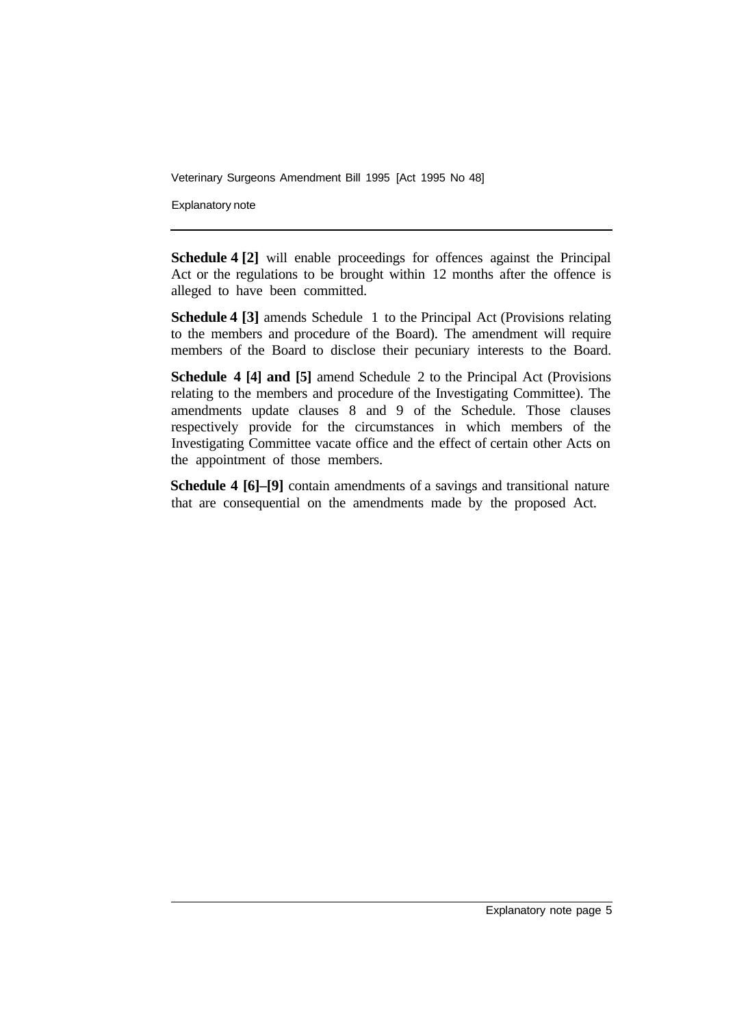**Schedule 4 [2]** will enable proceedings for offences against the Principal Act or the regulations to be brought within 12 months after the offence is alleged to have been committed.

**Schedule 4 [3]** amends Schedule 1 to the Principal Act (Provisions relating to the members and procedure of the Board). The amendment will require members of the Board to disclose their pecuniary interests to the Board.

**Schedule 4 [4] and [5]** amend Schedule 2 to the Principal Act (Provisions relating to the members and procedure of the Investigating Committee). The amendments update clauses 8 and 9 of the Schedule. Those clauses respectively provide for the circumstances in which members of the Investigating Committee vacate office and the effect of certain other Acts on the appointment of those members.

**Schedule 4 [6]–[9]** contain amendments of a savings and transitional nature that are consequential on the amendments made by the proposed Act.